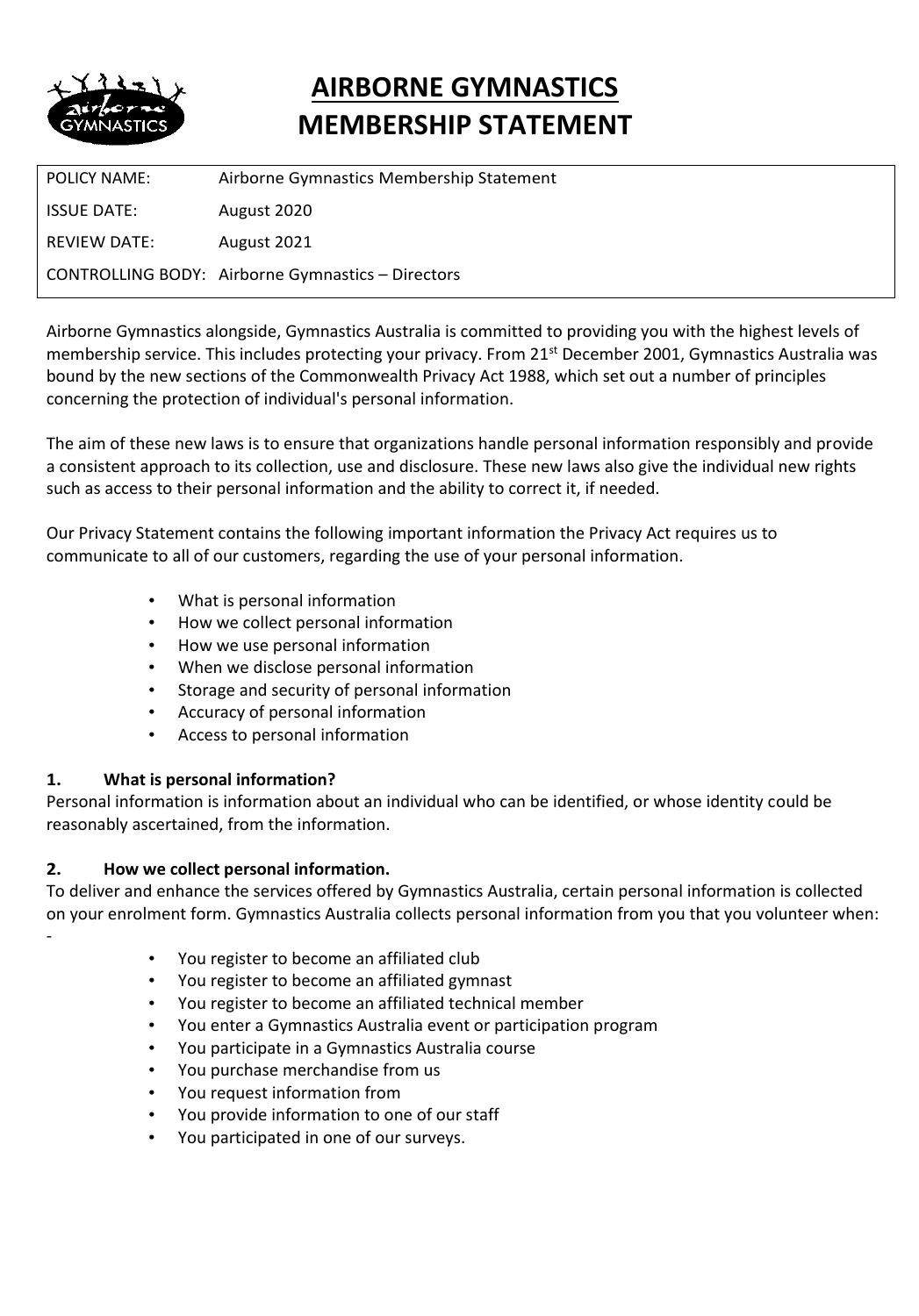# AIRBORNE GYMNASTICS MEMBERSHIP STATEMENT

| POLICY NAME: | Airborne Gymnastics Membership Statement |
|---|---|
| ISSUE DATE: | August 2020 |
| REVIEW DATE: | August 2021 |
| CONTROLLING BODY: | Airborne Gymnastics – Directors |

Airborne Gymnastics alongside, Gymnastics Australia is committed to providing you with the highest levels of membership service. This includes protecting your privacy. From 21st December 2001, Gymnastics Australia was bound by the new sections of the Commonwealth Privacy Act 1988, which set out a number of principles concerning the protection of individual's personal information.

The aim of these new laws is to ensure that organizations handle personal information responsibly and provide a consistent approach to its collection, use and disclosure. These new laws also give the individual new rights such as access to their personal information and the ability to correct it, if needed.

Our Privacy Statement contains the following important information the Privacy Act requires us to communicate to all of our customers, regarding the use of your personal information.

- What is personal information
- How we collect personal information
- How we use personal information
- When we disclose personal information
- Storage and security of personal information
- Accuracy of personal information
- Access to personal information

**1. What is personal information?**

Personal information is information about an individual who can be identified, or whose identity could be reasonably ascertained, from the information.

**2. How we collect personal information.**

To deliver and enhance the services offered by Gymnastics Australia, certain personal information is collected on your enrolment form. Gymnastics Australia collects personal information from you that you volunteer when: -

- You register to become an affiliated club
- You register to become an affiliated gymnast
- You register to become an affiliated technical member
- You enter a Gymnastics Australia event or participation program
- You participate in a Gymnastics Australia course
- You purchase merchandise from us
- You request information from
- You provide information to one of our staff
- You participated in one of our surveys.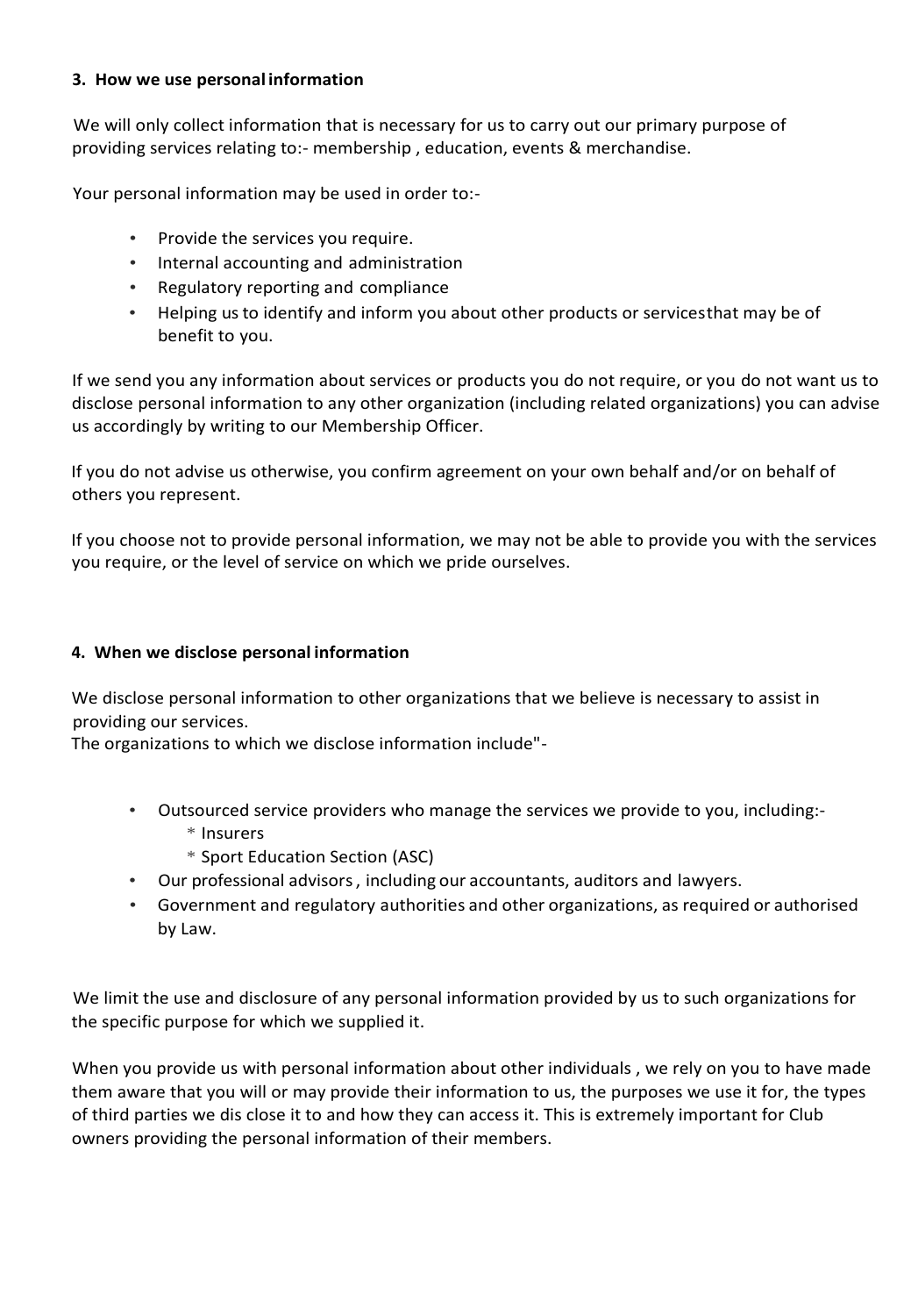### 3. How we use personal information

We will only collect information that is necessary for us to carry out our primary purpose of providing services relating to:- membership , education, events & merchandise.

Your personal information may be used in order to:-

- Provide the services you require.
- Internal accounting and administration
- Regulatory reporting and compliance
- Helping us to identify and inform you about other products or servicesthat may be of benefit to you.

If we send you any information about services or products you do not require, or you do not want us to disclose personal information to any other organization (including related organizations) you can advise us accordingly by writing to our Membership Officer.

If you do not advise us otherwise, you confirm agreement on your own behalf and/or on behalf of others you represent.

If you choose not to provide personal information, we may not be able to provide you with the services you require, or the level of service on which we pride ourselves.

### 4. When we disclose personal information

We disclose personal information to other organizations that we believe is necessary to assist in providing our services.
The organizations to which we disclose information include"-

- Outsourced service providers who manage the services we provide to you, including:-
  - Insurers
  - Sport Education Section (ASC)
- Our professional advisors , including our accountants, auditors and lawyers.
- Government and regulatory authorities and other organizations, as required or authorised by Law.

We limit the use and disclosure of any personal information provided by us to such organizations for the specific purpose for which we supplied it.

When you provide us with personal information about other individuals , we rely on you to have made them aware that you will or may provide their information to us, the purposes we use it for, the types of third parties we dis close it to and how they can access it. This is extremely important for Club owners providing the personal information of their members.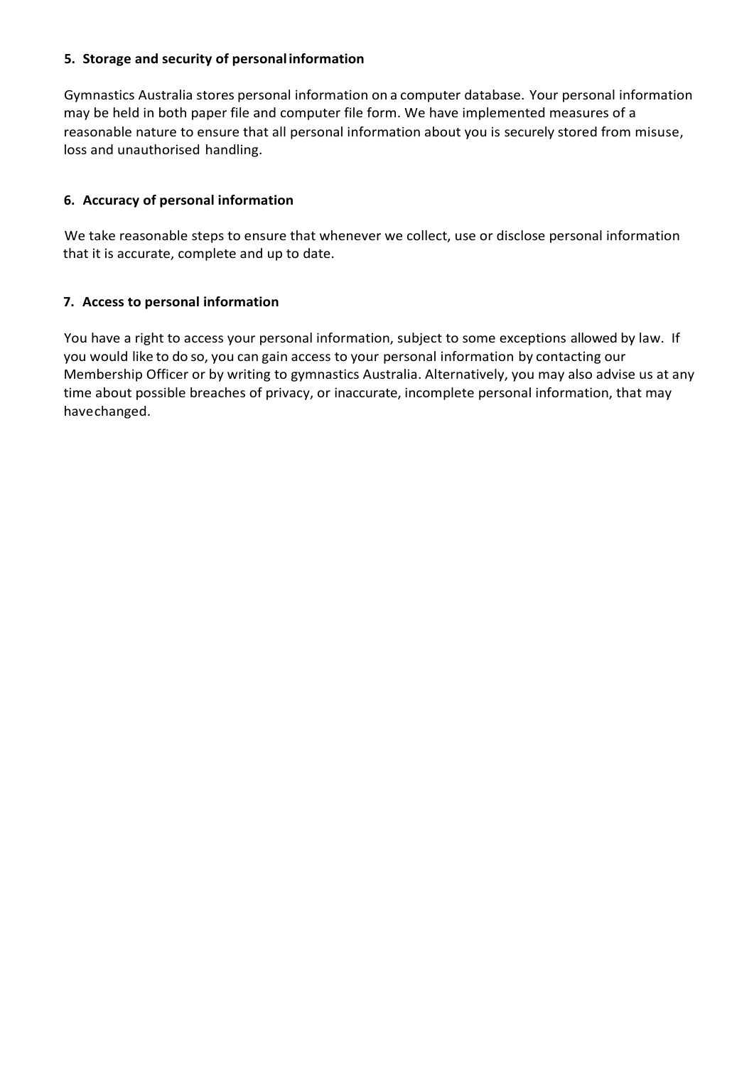**5. Storage and security of personal information**

Gymnastics Australia stores personal information on a computer database. Your personal information may be held in both paper file and computer file form. We have implemented measures of a reasonable nature to ensure that all personal information about you is securely stored from misuse, loss and unauthorised handling.

**6. Accuracy of personal information**

We take reasonable steps to ensure that whenever we collect, use or disclose personal information that it is accurate, complete and up to date.

**7. Access to personal information**

You have a right to access your personal information, subject to some exceptions allowed by law. If you would like to do so, you can gain access to your personal information by contacting our Membership Officer or by writing to gymnastics Australia. Alternatively, you may also advise us at any time about possible breaches of privacy, or inaccurate, incomplete personal information, that may have changed.